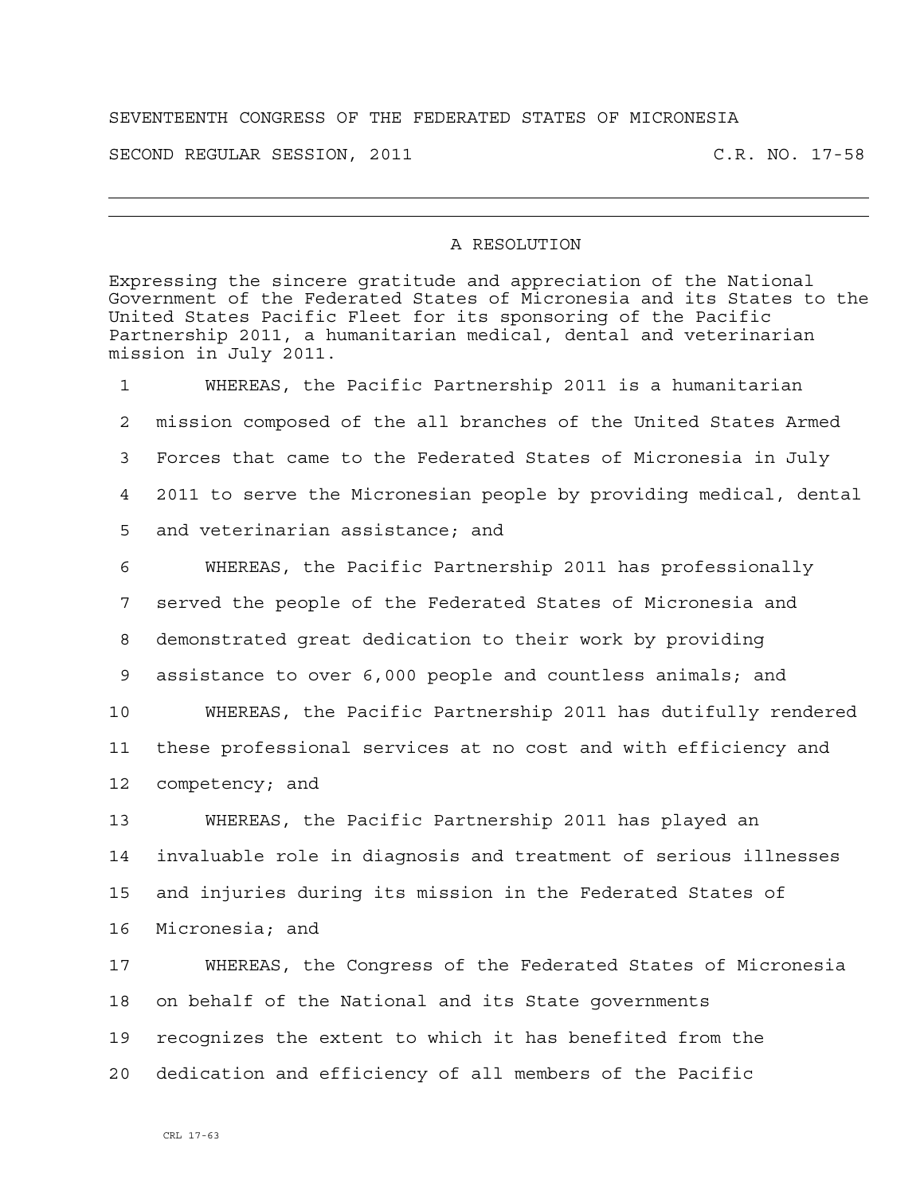SEVENTEENTH CONGRESS OF THE FEDERATED STATES OF MICRONESIA

SECOND REGULAR SESSION, 2011 C.R. NO. 17-58

---

## A RESOLUTION

Expressing the sincere gratitude and appreciation of the National Government of the Federated States of Micronesia and its States to the United States Pacific Fleet for its sponsoring of the Pacific Partnership 2011, a humanitarian medical, dental and veterinarian mission in July 2011.

1 WHEREAS, the Pacific Partnership 2011 is a humanitarian
2 mission composed of the all branches of the United States Armed
3 Forces that came to the Federated States of Micronesia in July
4 2011 to serve the Micronesian people by providing medical, dental
5 and veterinarian assistance; and
6 WHEREAS, the Pacific Partnership 2011 has professionally
7 served the people of the Federated States of Micronesia and
8 demonstrated great dedication to their work by providing
9 assistance to over 6,000 people and countless animals; and
10 WHEREAS, the Pacific Partnership 2011 has dutifully rendered
11 these professional services at no cost and with efficiency and
12 competency; and
13 WHEREAS, the Pacific Partnership 2011 has played an
14 invaluable role in diagnosis and treatment of serious illnesses
15 and injuries during its mission in the Federated States of
16 Micronesia; and
17 WHEREAS, the Congress of the Federated States of Micronesia
18 on behalf of the National and its State governments
19 recognizes the extent to which it has benefited from the
20 dedication and efficiency of all members of the Pacific

CRL 17-63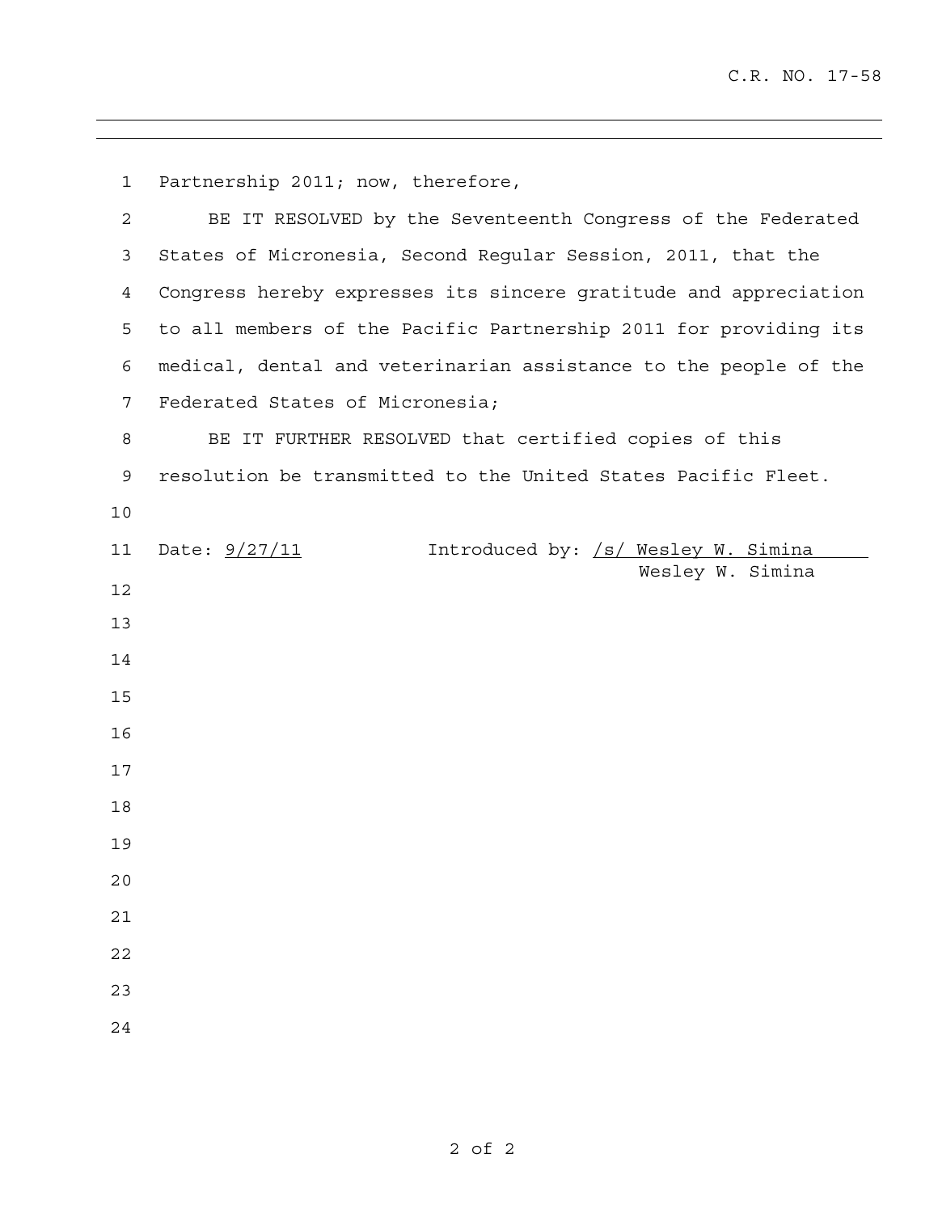Partnership 2011; now, therefore,

BE IT RESOLVED by the Seventeenth Congress of the Federated States of Micronesia, Second Regular Session, 2011, that the Congress hereby expresses its sincere gratitude and appreciation to all members of the Pacific Partnership 2011 for providing its medical, dental and veterinarian assistance to the people of the Federated States of Micronesia;

BE IT FURTHER RESOLVED that certified copies of this resolution be transmitted to the United States Pacific Fleet.

Date: 9/27/11

Introduced by: /s/ Wesley W. Simina
Wesley W. Simina